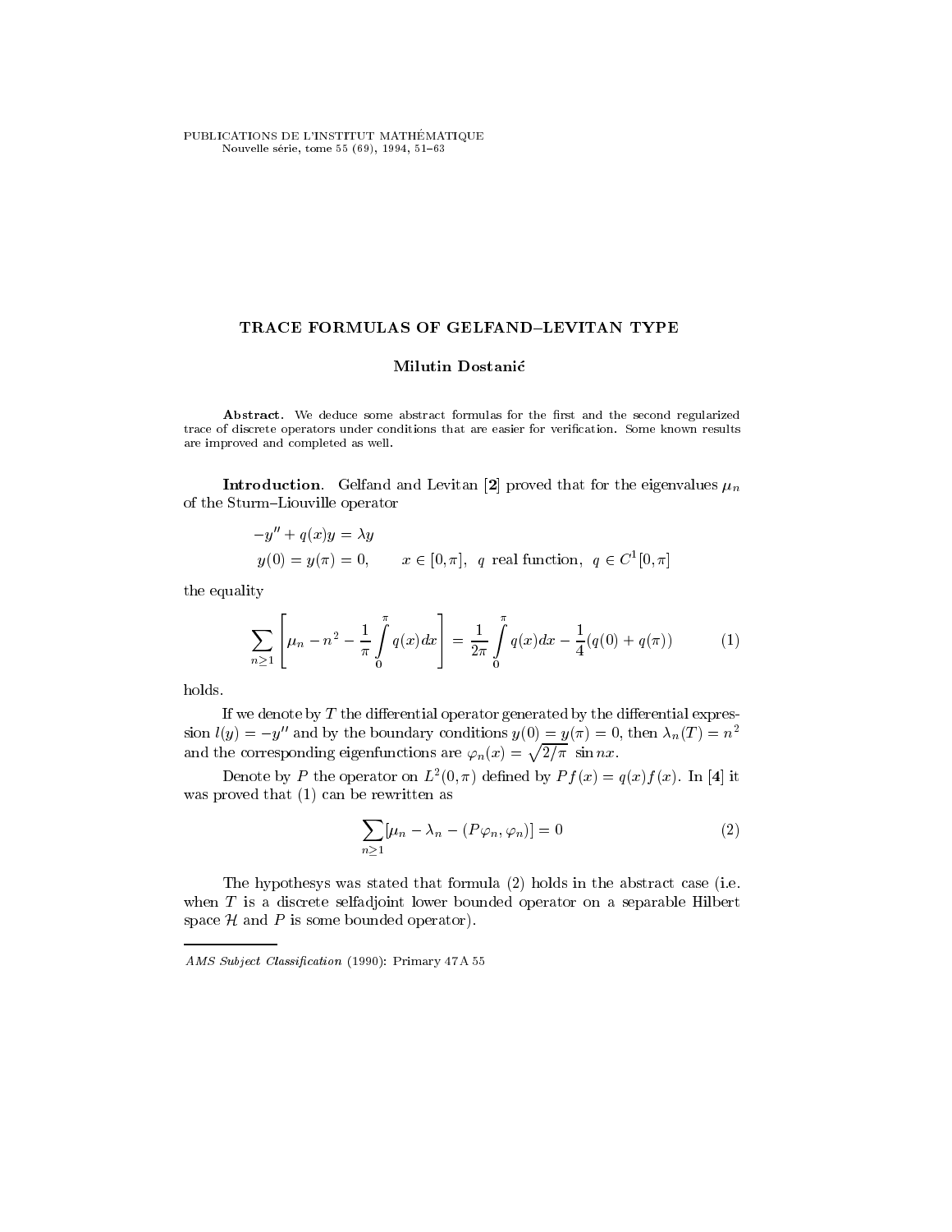# TRACE FORMULAS OF GELFAND–LEVITAN TYPE

**Milutin Dostanić**

**Abstract**. We deduce some abstract formulas for the first and the second regularized trace of discrete operators under conditions that are easier for verification. Some known results are improved and completed as well.

**Introduction**. Gelfand and Levitan [**2**] proved that for the eigenvalues $\mu_n$ of the Sturm–Liouville operator

$$-y'' + q(x)y = \lambda y$$
$$y(0) = y(\pi) = 0, \qquad x \in [0, \pi], \ \ q \text{ real function}, \ \ q \in C^1[0, \pi]$$

the equality

$$\sum_{n \geq 1} \left[ \mu_n - n^2 - \frac{1}{\pi} \int_0^\pi q(x)dx \right] = \frac{1}{2\pi} \int_0^\pi q(x)dx - \frac{1}{4}(q(0) + q(\pi)) \tag{1}$$

holds.

If we denote by $T$ the differential operator generated by the differential expression $l(y) = -y''$ and by the boundary conditions $y(0) = y(\pi) = 0$, then $\lambda_n(T) = n^2$ and the corresponding eigenfunctions are $\varphi_n(x) = \sqrt{2/\pi}\ \sin nx$.

Denote by $P$ the operator on $L^2(0, \pi)$ defined by $Pf(x) = q(x)f(x)$. In [**4**] it was proved that (1) can be rewritten as

$$\sum_{n \geq 1} [\mu_n - \lambda_n - (P\varphi_n, \varphi_n)] = 0 \tag{2}$$

The hypothesys was stated that formula (2) holds in the abstract case (i.e. when $T$ is a discrete selfadjoint lower bounded operator on a separable Hilbert space $\mathcal{H}$ and $P$ is some bounded operator).

*AMS Subject Classification* (1990): Primary 47A 55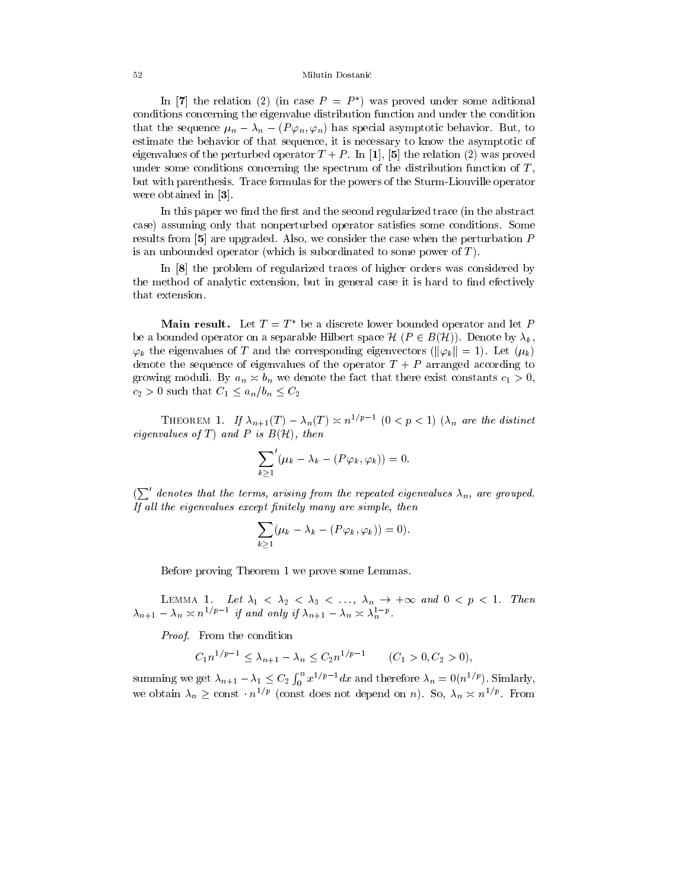In **[7]** the relation (2) (in case $P = P^*$) was proved under some aditional conditions concerning the eigenvalue distribution function and under the condition that the sequence $\mu_n - \lambda_n - (P\varphi_n, \varphi_n)$ has special asymptotic behavior. But, to estimate the behavior of that sequence, it is necessary to know the asymptotic of eigenvalues of the perturbed operator $T + P$. In **[1]**, **[5]** the relation (2) was proved under some conditions concerning the spectrum of the distribution function of $T$, but with parenthesis. Trace formulas for the powers of the Sturm-Liouville operator were obtained in **[3]**.

In this paper we find the first and the second regularized trace (in the abstract case) assuming only that nonperturbed operator satisfies some conditions. Some results from **[5]** are upgraded. Also, we consider the case when the perturbation $P$ is an unbounded operator (which is subordinated to some power of $T$).

In **[8]** the problem of regularized traces of higher orders was considered by the method of analytic extension, but in general case it is hard to find efectively that extension.

**Main result.** Let $T = T^*$ be a discrete lower bounded operator and let $P$ be a bounded operator on a separable Hilbert space $\mathcal{H}$ ($P \in B(\mathcal{H})$). Denote by $\lambda_k$, $\varphi_k$ the eigenvalues of $T$ and the corresponding eigenvectors ($\|\varphi_k\| = 1$). Let $(\mu_k)$ denote the sequence of eigenvalues of the operator $T + P$ arranged according to growing moduli. By $a_n \asymp b_n$ we denote the fact that there exist constants $c_1 > 0$, $c_2 > 0$ such that $C_1 \le a_n/b_n \le C_2$

Theorem 1. *If $\lambda_{n+1}(T) - \lambda_n(T) \asymp n^{1/p-1}$ $(0 < p < 1)$ ($\lambda_n$ are the distinct eigenvalues of $T$) and $P$ is $B(\mathcal{H})$, then*

$$\sum_{k\ge 1}{}' (\mu_k - \lambda_k - (P\varphi_k, \varphi_k)) = 0.$$

*($\sum'$ denotes that the terms, arising from the repeated eigenvalues $\lambda_n$, are grouped. If all the eigenvalues except finitely many are simple, then*

$$\sum_{k\ge 1} (\mu_k - \lambda_k - (P\varphi_k, \varphi_k)) = 0).$$

Before proving Theorem 1 we prove some Lemmas.

Lemma 1. *Let $\lambda_1 < \lambda_2 < \lambda_3 < \dots$, $\lambda_n \to +\infty$ and $0 < p < 1$. Then $\lambda_{n+1} - \lambda_n \asymp n^{1/p-1}$ if and only if $\lambda_{n+1} - \lambda_n \asymp \lambda_n^{1-p}$.*

*Proof*. From the condition

$$C_1 n^{1/p-1} \le \lambda_{n+1} - \lambda_n \le C_2 n^{1/p-1} \qquad (C_1 > 0, C_2 > 0),$$

summing we get $\lambda_{n+1} - \lambda_1 \le C_2 \int_0^n x^{1/p-1}\,dx$ and therefore $\lambda_n = 0(n^{1/p})$. Simlarly, we obtain $\lambda_n \ge \text{const} \cdot n^{1/p}$ (const does not depend on $n$). So, $\lambda_n \asymp n^{1/p}$. From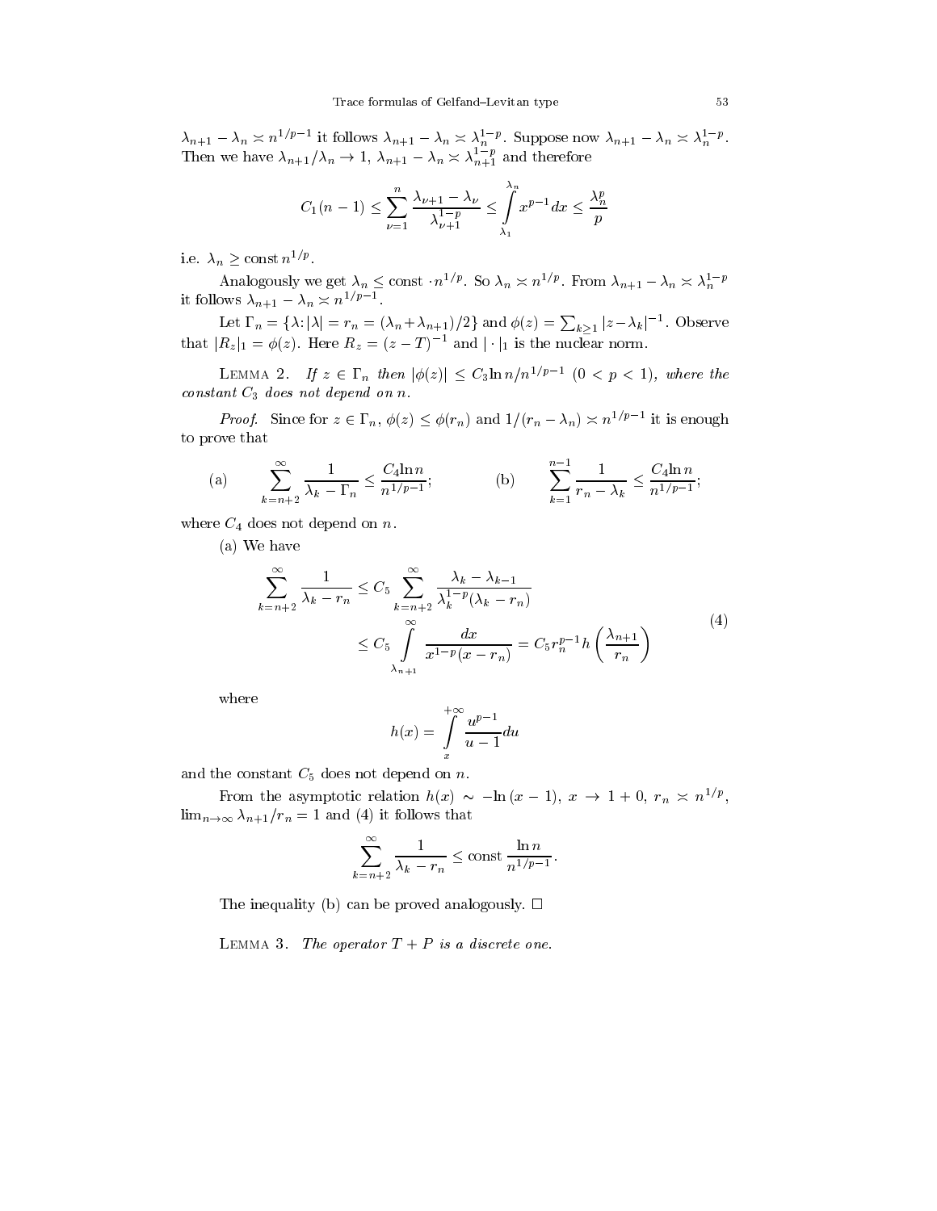$\lambda_{n+1} - \lambda_n \asymp n^{1/p-1}$ it follows $\lambda_{n+1} - \lambda_n \asymp \lambda_n^{1-p}$. Suppose now $\lambda_{n+1} - \lambda_n \asymp \lambda_n^{1-p}$. Then we have $\lambda_{n+1}/\lambda_n \to 1$, $\lambda_{n+1} - \lambda_n \asymp \lambda_{n+1}^{1-p}$ and therefore

$$C_1(n-1) \leq \sum_{\nu=1}^{n} \frac{\lambda_{\nu+1} - \lambda_\nu}{\lambda_{\nu+1}^{1-p}} \leq \int_{\lambda_1}^{\lambda_n} x^{p-1}\,dx \leq \frac{\lambda_n^p}{p}$$

i.e. $\lambda_n \geq \operatorname{const} n^{1/p}$.

Analogously we get $\lambda_n \leq \operatorname{const} \cdot n^{1/p}$. So $\lambda_n \asymp n^{1/p}$. From $\lambda_{n+1} - \lambda_n \asymp \lambda_n^{1-p}$ it follows $\lambda_{n+1} - \lambda_n \asymp n^{1/p-1}$.

Let $\Gamma_n = \{\lambda : |\lambda| = r_n = (\lambda_n + \lambda_{n+1})/2\}$ and $\phi(z) = \sum_{k\geq 1} |z - \lambda_k|^{-1}$. Observe that $|R_z|_1 = \phi(z)$. Here $R_z = (z-T)^{-1}$ and $|\cdot|_1$ is the nuclear norm.

Lemma 2. *If $z \in \Gamma_n$ then $|\phi(z)| \leq C_3 \ln n / n^{1/p-1}$ $(0 < p < 1)$, where the constant $C_3$ does not depend on $n$.*

*Proof.* Since for $z \in \Gamma_n$, $\phi(z) \leq \phi(r_n)$ and $1/(r_n - \lambda_n) \asymp n^{1/p-1}$ it is enough to prove that

$$\text{(a)} \qquad \sum_{k=n+2}^{\infty} \frac{1}{\lambda_k - \Gamma_n} \leq \frac{C_4 \ln n}{n^{1/p-1}}; \qquad\qquad \text{(b)} \qquad \sum_{k=1}^{n-1} \frac{1}{r_n - \lambda_k} \leq \frac{C_4 \ln n}{n^{1/p-1}};$$

where $C_4$ does not depend on $n$.

(a) We have

$$\begin{aligned} \sum_{k=n+2}^{\infty} \frac{1}{\lambda_k - r_n} &\leq C_5 \sum_{k=n+2}^{\infty} \frac{\lambda_k - \lambda_{k-1}}{\lambda_k^{1-p}(\lambda_k - r_n)} \\ &\leq C_5 \int_{\lambda_{n+1}}^{\infty} \frac{dx}{x^{1-p}(x - r_n)} = C_5 r_n^{p-1} h\left(\frac{\lambda_{n+1}}{r_n}\right) \end{aligned} \tag{4}$$

where

$$h(x) = \int_{x}^{+\infty} \frac{u^{p-1}}{u-1}\,du$$

and the constant $C_5$ does not depend on $n$.

From the asymptotic relation $h(x) \sim -\ln(x-1)$, $x \to 1+0$, $r_n \asymp n^{1/p}$, $\lim_{n\to\infty} \lambda_{n+1}/r_n = 1$ and (4) it follows that

$$\sum_{k=n+2}^{\infty} \frac{1}{\lambda_k - r_n} \leq \operatorname{const} \frac{\ln n}{n^{1/p-1}}.$$

The inequality (b) can be proved analogously. □

Lemma 3. *The operator $T + P$ is a discrete one.*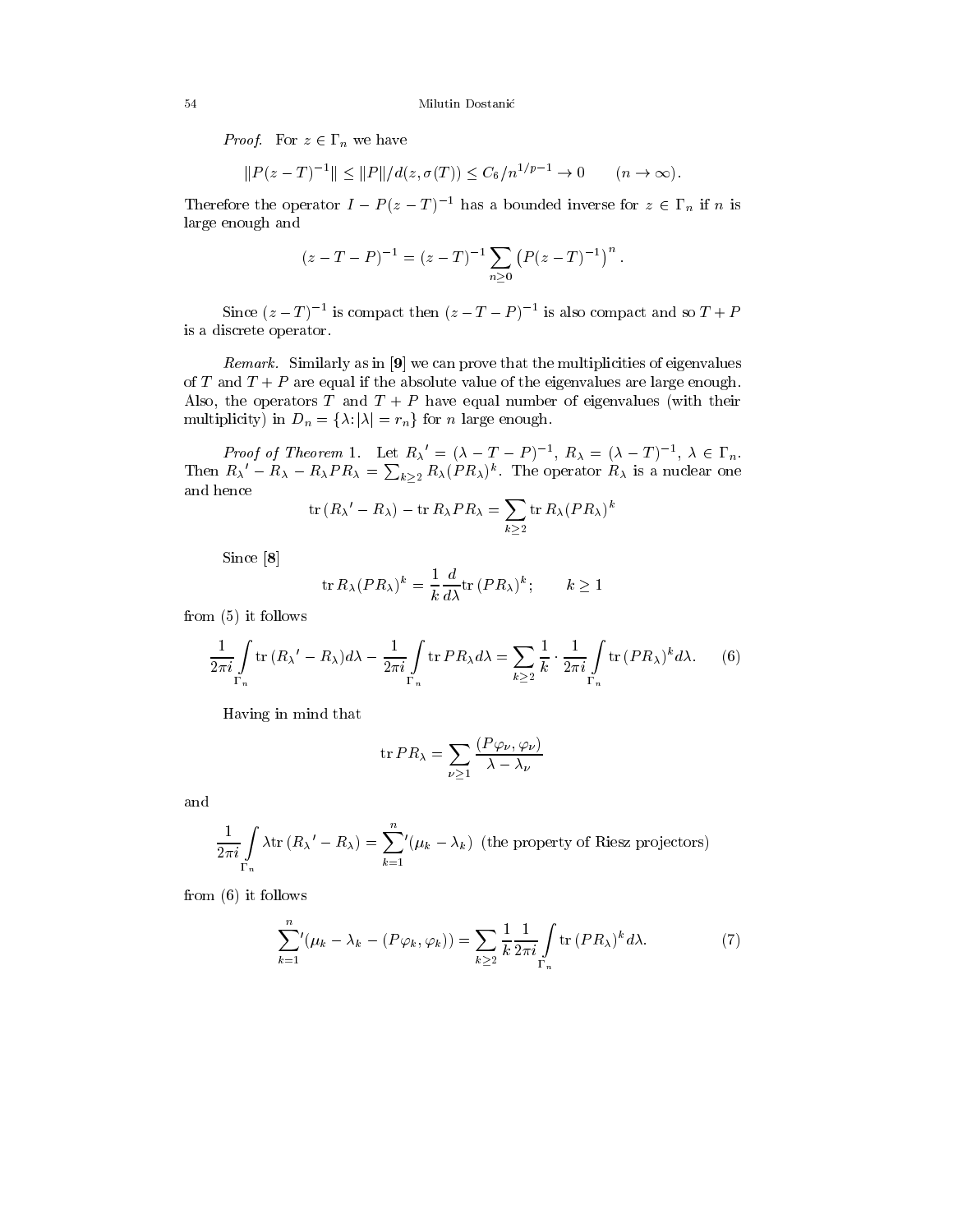*Proof.* For $z \in \Gamma_n$ we have

$$\|P(z-T)^{-1}\| \le \|P\|/d(z,\sigma(T)) \le C_6/n^{1/p-1} \to 0 \qquad (n\to\infty).$$

Therefore the operator $I - P(z-T)^{-1}$ has a bounded inverse for $z \in \Gamma_n$ if $n$ is large enough and

$$(z-T-P)^{-1} = (z-T)^{-1} \sum_{n\ge 0} \left(P(z-T)^{-1}\right)^n.$$

Since $(z-T)^{-1}$ is compact then $(z-T-P)^{-1}$ is also compact and so $T+P$ is a discrete operator.

*Remark.* Similarly as in **[9]** we can prove that the multiplicities of eigenvalues of $T$ and $T+P$ are equal if the absolute value of the eigenvalues are large enough. Also, the operators $T$ and $T+P$ have equal number of eigenvalues (with their multiplicity) in $D_n = \{\lambda : |\lambda| = r_n\}$ for $n$ large enough.

*Proof of Theorem* 1. Let $R_\lambda{}' = (\lambda - T - P)^{-1}$, $R_\lambda = (\lambda - T)^{-1}$, $\lambda \in \Gamma_n$. Then $R_\lambda{}' - R_\lambda - R_\lambda P R_\lambda = \sum_{k\ge 2} R_\lambda (PR_\lambda)^k$. The operator $R_\lambda$ is a nuclear one and hence

$$\operatorname{tr}(R_\lambda{}' - R_\lambda) - \operatorname{tr} R_\lambda P R_\lambda = \sum_{k\ge 2} \operatorname{tr} R_\lambda (PR_\lambda)^k$$

Since **[8]**

$$\operatorname{tr} R_\lambda (PR_\lambda)^k = \frac{1}{k}\frac{d}{d\lambda}\operatorname{tr}(PR_\lambda)^k; \qquad k \ge 1$$

from (5) it follows

$$\frac{1}{2\pi i}\int_{\Gamma_n} \operatorname{tr}(R_\lambda{}' - R_\lambda)d\lambda - \frac{1}{2\pi i}\int_{\Gamma_n} \operatorname{tr} PR_\lambda d\lambda = \sum_{k\ge 2}\frac{1}{k}\cdot\frac{1}{2\pi i}\int_{\Gamma_n}\operatorname{tr}(PR_\lambda)^k d\lambda. \tag{6}$$

Having in mind that

$$\operatorname{tr} PR_\lambda = \sum_{\nu\ge 1}\frac{(P\varphi_\nu,\varphi_\nu)}{\lambda - \lambda_\nu}$$

and

$$\frac{1}{2\pi i}\int_{\Gamma_n} \lambda \operatorname{tr}(R_\lambda{}' - R_\lambda) = \sum_{k=1}^{n}{}'(\mu_k - \lambda_k) \text{ (the property of Riesz projectors)}$$

from (6) it follows

$$\sum_{k=1}^{n}{}'(\mu_k - \lambda_k - (P\varphi_k,\varphi_k)) = \sum_{k\ge 2}\frac{1}{k}\frac{1}{2\pi i}\int_{\Gamma_n}\operatorname{tr}(PR_\lambda)^k d\lambda. \tag{7}$$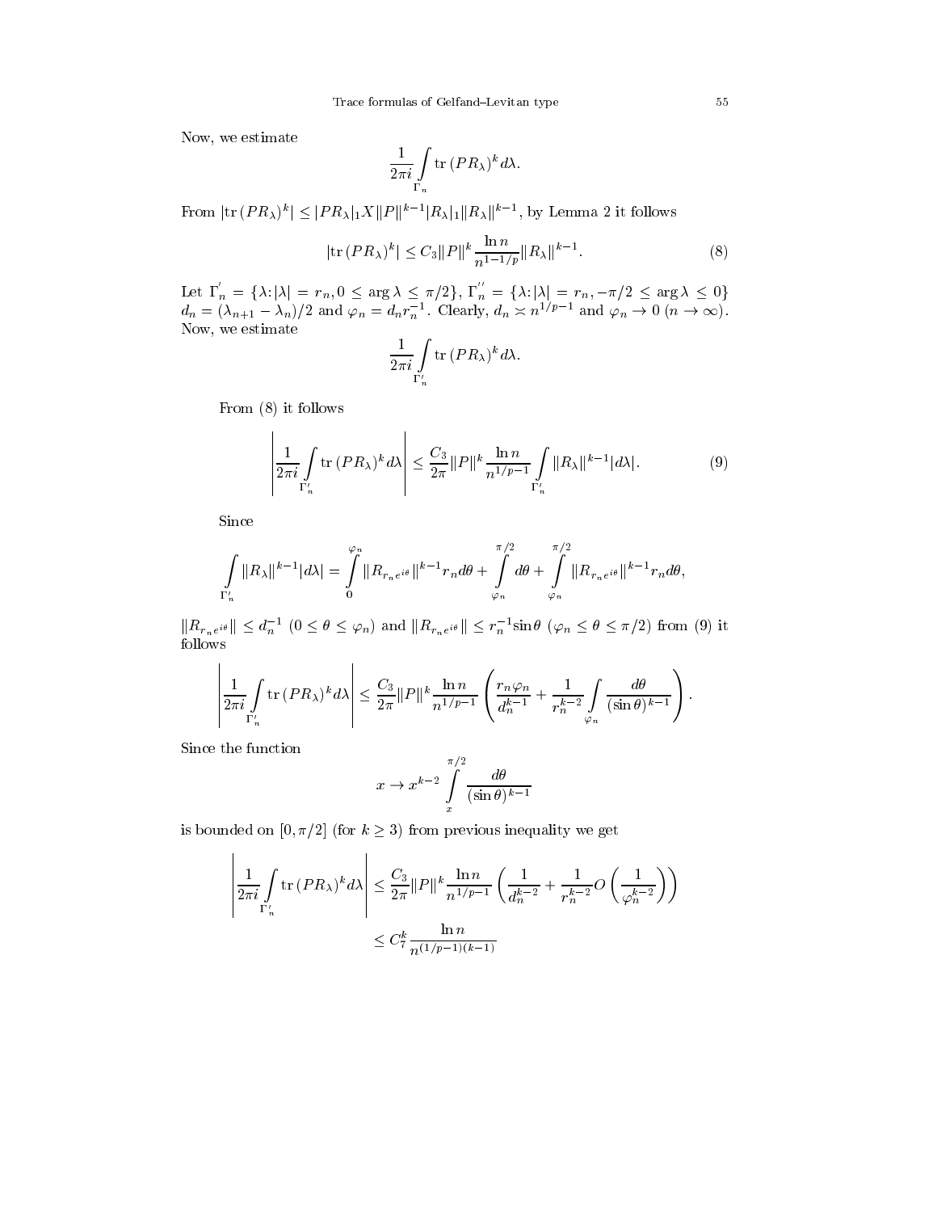Now, we estimate

$$\frac{1}{2\pi i}\int\limits_{\Gamma_n} \operatorname{tr}(PR_\lambda)^k\, d\lambda.$$

From $|\operatorname{tr}(PR_\lambda)^k| \le |PR_\lambda|_1 X \|P\|^{k-1} |R_\lambda|_1 \|R_\lambda\|^{k-1}$, by Lemma 2 it follows

$$|\operatorname{tr}(PR_\lambda)^k| \le C_3 \|P\|^k \frac{\ln n}{n^{1-1/p}} \|R_\lambda\|^{k-1}. \tag{8}$$

Let $\Gamma_n^{'} = \{\lambda : |\lambda| = r_n, 0 \le \arg\lambda \le \pi/2\}$, $\Gamma_n^{''} = \{\lambda : |\lambda| = r_n, -\pi/2 \le \arg\lambda \le 0\}$ $d_n = (\lambda_{n+1} - \lambda_n)/2$ and $\varphi_n = d_n r_n^{-1}$. Clearly, $d_n \asymp n^{1/p-1}$ and $\varphi_n \to 0$ $(n \to \infty)$. Now, we estimate

$$\frac{1}{2\pi i}\int\limits_{\Gamma_n'} \operatorname{tr}(PR_\lambda)^k\, d\lambda.$$

From (8) it follows

$$\left|\frac{1}{2\pi i}\int\limits_{\Gamma_n'} \operatorname{tr}(PR_\lambda)^k\, d\lambda\right| \le \frac{C_3}{2\pi}\|P\|^k \frac{\ln n}{n^{1/p-1}} \int\limits_{\Gamma_n'} \|R_\lambda\|^{k-1} |d\lambda|. \tag{9}$$

Since

$$\int\limits_{\Gamma_n'} \|R_\lambda\|^{k-1}|d\lambda| = \int\limits_0^{\varphi_n} \|R_{r_n e^{i\theta}}\|^{k-1} r_n d\theta + \int\limits_{\varphi_n}^{\pi/2} d\theta + \int\limits_{\varphi_n}^{\pi/2} \|R_{r_n e^{i\theta}}\|^{k-1} r_n d\theta,$$

$\|R_{r_n e^{i\theta}}\| \le d_n^{-1}$ $(0 \le \theta \le \varphi_n)$ and $\|R_{r_n e^{i\theta}}\| \le r_n^{-1}\sin\theta$ $(\varphi_n \le \theta \le \pi/2)$ from (9) it follows

$$\left|\frac{1}{2\pi i}\int\limits_{\Gamma_n'} \operatorname{tr}(PR_\lambda)^k\, d\lambda\right| \le \frac{C_3}{2\pi}\|P\|^k \frac{\ln n}{n^{1/p-1}} \left(\frac{r_n\varphi_n}{d_n^{k-1}} + \frac{1}{r_n^{k-2}} \int\limits_{\varphi_n} \frac{d\theta}{(\sin\theta)^{k-1}}\right).$$

Since the function

$$x \to x^{k-2} \int\limits_x^{\pi/2} \frac{d\theta}{(\sin\theta)^{k-1}}$$

is bounded on $[0, \pi/2]$ (for $k \ge 3$) from previous inequality we get

$$\begin{aligned}\left|\frac{1}{2\pi i}\int\limits_{\Gamma_n'} \operatorname{tr}(PR_\lambda)^k\, d\lambda\right| &\le \frac{C_3}{2\pi}\|P\|^k \frac{\ln n}{n^{1/p-1}} \left(\frac{1}{d_n^{k-2}} + \frac{1}{r_n^{k-2}} O\left(\frac{1}{\varphi_n^{k-2}}\right)\right) \\ &\le C_7^k \frac{\ln n}{n^{(1/p-1)(k-1)}}\end{aligned}$$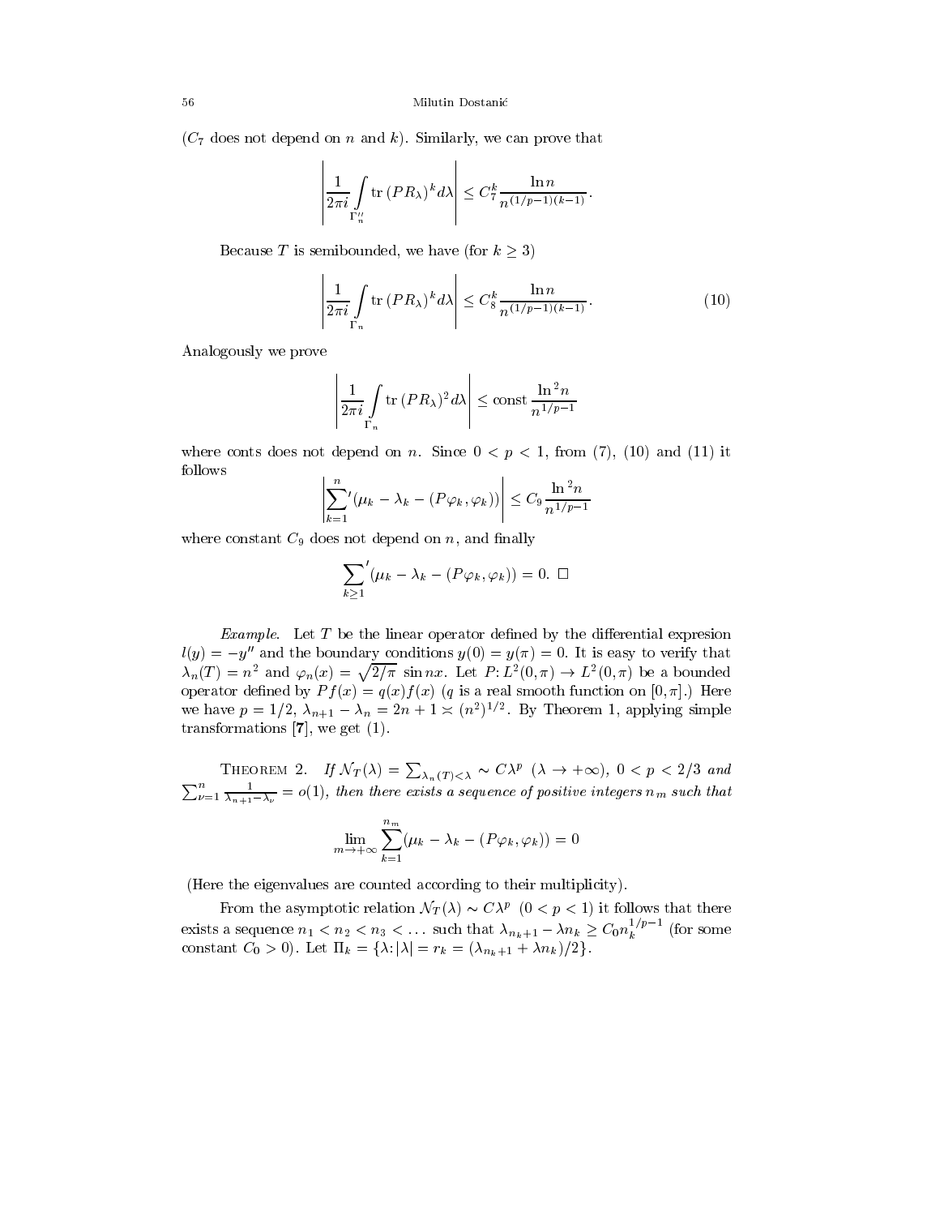($C_7$ does not depend on $n$ and $k$). Similarly, we can prove that

$$\left| \frac{1}{2\pi i} \int\limits_{\Gamma_n''} \operatorname{tr}(PR_\lambda)^k \, d\lambda \right| \le C_7^k \frac{\ln n}{n^{(1/p-1)(k-1)}}.$$

Because $T$ is semibounded, we have (for $k \ge 3$)

$$\left| \frac{1}{2\pi i} \int\limits_{\Gamma_n} \operatorname{tr}(PR_\lambda)^k \, d\lambda \right| \le C_8^k \frac{\ln n}{n^{(1/p-1)(k-1)}}. \tag{10}$$

Analogously we prove

$$\left| \frac{1}{2\pi i} \int\limits_{\Gamma_n} \operatorname{tr}(PR_\lambda)^2 \, d\lambda \right| \le \text{const} \, \frac{\ln^2 n}{n^{1/p-1}}$$

where conts does not depend on $n$. Since $0 < p < 1$, from (7), (10) and (11) it follows

$$\left| \sum_{k=1}^{n}{}' (\mu_k - \lambda_k - (P\varphi_k, \varphi_k)) \right| \le C_9 \frac{\ln^2 n}{n^{1/p-1}}$$

where constant $C_9$ does not depend on $n$, and finally

$$\sum_{k \ge 1}{}' (\mu_k - \lambda_k - (P\varphi_k, \varphi_k)) = 0. \;\square$$

*Example.* Let $T$ be the linear operator defined by the differential expresion $l(y) = -y''$ and the boundary conditions $y(0) = y(\pi) = 0$. It is easy to verify that $\lambda_n(T) = n^2$ and $\varphi_n(x) = \sqrt{2/\pi}\, \sin nx$. Let $P\colon L^2(0,\pi) \to L^2(0,\pi)$ be a bounded operator defined by $Pf(x) = q(x)f(x)$ ($q$ is a real smooth function on $[0,\pi]$.) Here we have $p = 1/2$, $\lambda_{n+1} - \lambda_n = 2n + 1 \asymp (n^2)^{1/2}$. By Theorem 1, applying simple transformations [**7**], we get (1).

Theorem 2. *If $\mathcal{N}_T(\lambda) = \sum_{\lambda_n(T) < \lambda} \sim C\lambda^p$ $(\lambda \to +\infty)$, $0 < p < 2/3$ and $\sum_{\nu=1}^{n} \frac{1}{\lambda_{n+1} - \lambda_\nu} = o(1)$, then there exists a sequence of positive integers $n_m$ such that*

$$\lim_{m \to +\infty} \sum_{k=1}^{n_m} (\mu_k - \lambda_k - (P\varphi_k, \varphi_k)) = 0$$

(Here the eigenvalues are counted according to their multiplicity).

From the asymptotic relation $\mathcal{N}_T(\lambda) \sim C\lambda^p$ $(0 < p < 1)$ it follows that there exists a sequence $n_1 < n_2 < n_3 < \dots$ such that $\lambda_{n_k+1} - \lambda n_k \ge C_0 n_k^{1/p-1}$ (for some constant $C_0 > 0$). Let $\Pi_k = \{\lambda \colon |\lambda| = r_k = (\lambda_{n_k+1} + \lambda n_k)/2\}$.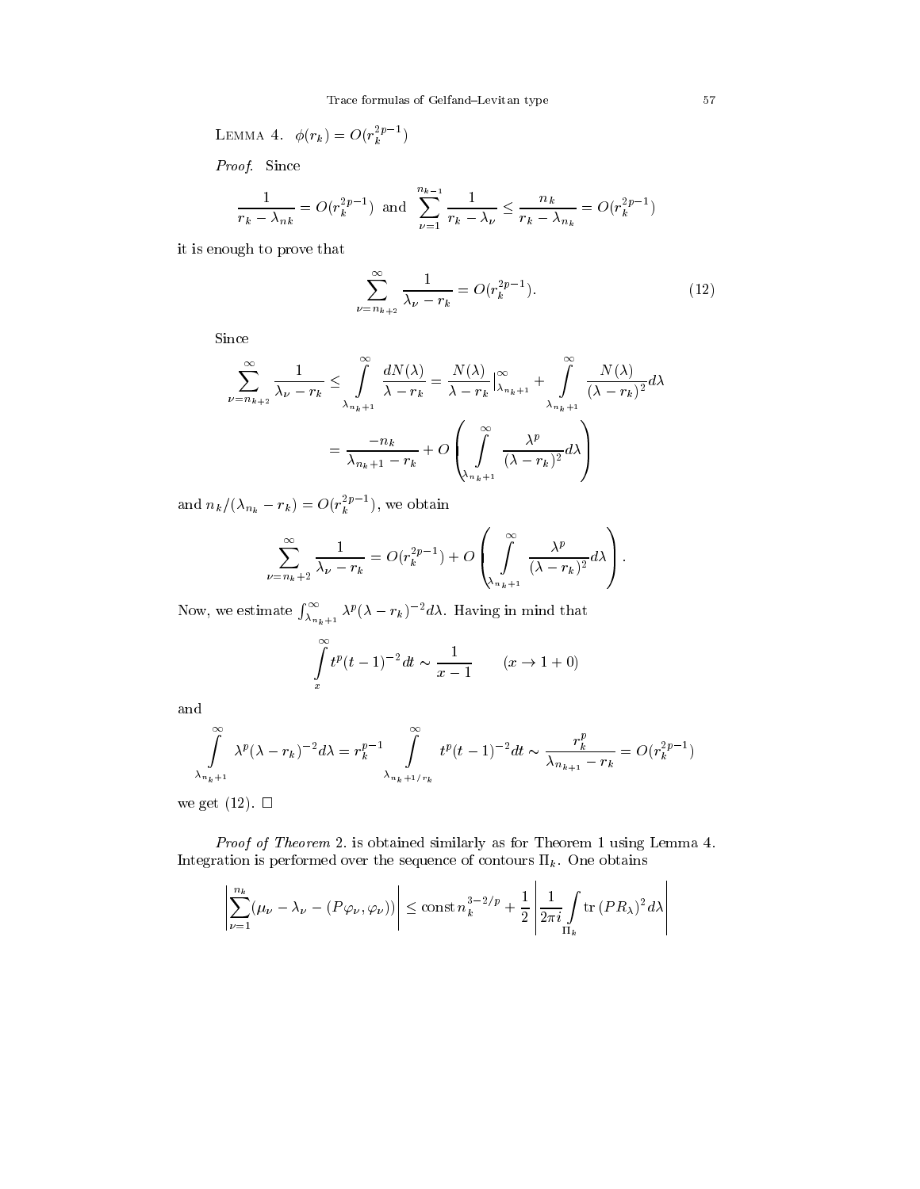LEMMA 4. $\phi(r_k) = O(r_k^{2p-1})$

*Proof.* Since

$$\frac{1}{r_k - \lambda_{nk}} = O(r_k^{2p-1}) \text{ and } \sum_{\nu=1}^{n_{k-1}} \frac{1}{r_k - \lambda_\nu} \leq \frac{n_k}{r_k - \lambda_{n_k}} = O(r_k^{2p-1})$$

it is enough to prove that

$$\sum_{\nu=n_{k+2}}^{\infty} \frac{1}{\lambda_\nu - r_k} = O(r_k^{2p-1}). \tag{12}$$

Since

$$\sum_{\nu=n_{k+2}}^{\infty} \frac{1}{\lambda_\nu - r_k} \leq \int_{\lambda_{n_k+1}}^{\infty} \frac{dN(\lambda)}{\lambda - r_k} = \frac{N(\lambda)}{\lambda - r_k}\Big|_{\lambda_{n_k+1}}^{\infty} + \int_{\lambda_{n_k+1}}^{\infty} \frac{N(\lambda)}{(\lambda - r_k)^2} d\lambda$$

$$= \frac{-n_k}{\lambda_{n_k+1} - r_k} + O\left(\int_{\lambda_{n_k+1}}^{\infty} \frac{\lambda^p}{(\lambda - r_k)^2} d\lambda\right)$$

and $n_k/(\lambda_{n_k} - r_k) = O(r_k^{2p-1})$, we obtain

$$\sum_{\nu=n_k+2}^{\infty} \frac{1}{\lambda_\nu - r_k} = O(r_k^{2p-1}) + O\left(\int_{\lambda_{n_k+1}}^{\infty} \frac{\lambda^p}{(\lambda - r_k)^2} d\lambda\right).$$

Now, we estimate $\int_{\lambda_{n_k+1}}^{\infty} \lambda^p (\lambda - r_k)^{-2} d\lambda$. Having in mind that

$$\int_x^{\infty} t^p (t-1)^{-2} dt \sim \frac{1}{x-1} \qquad (x \to 1+0)$$

and

$$\int_{\lambda_{n_k+1}}^{\infty} \lambda^p (\lambda - r_k)^{-2} d\lambda = r_k^{p-1} \int_{\lambda_{n_k+1/r_k}}^{\infty} t^p (t-1)^{-2} dt \sim \frac{r_k^p}{\lambda_{n_{k+1}} - r_k} = O(r_k^{2p-1})$$

we get (12). $\square$

*Proof of Theorem* 2. is obtained similarly as for Theorem 1 using Lemma 4. Integration is performed over the sequence of contours $\Pi_k$. One obtains

$$\left|\sum_{\nu=1}^{n_k} (\mu_\nu - \lambda_\nu - (P\varphi_\nu, \varphi_\nu))\right| \leq \text{const}\, n_k^{3-2/p} + \frac{1}{2}\left|\frac{1}{2\pi i}\int_{\Pi_k} \text{tr}\,(PR_\lambda)^2 d\lambda\right|$$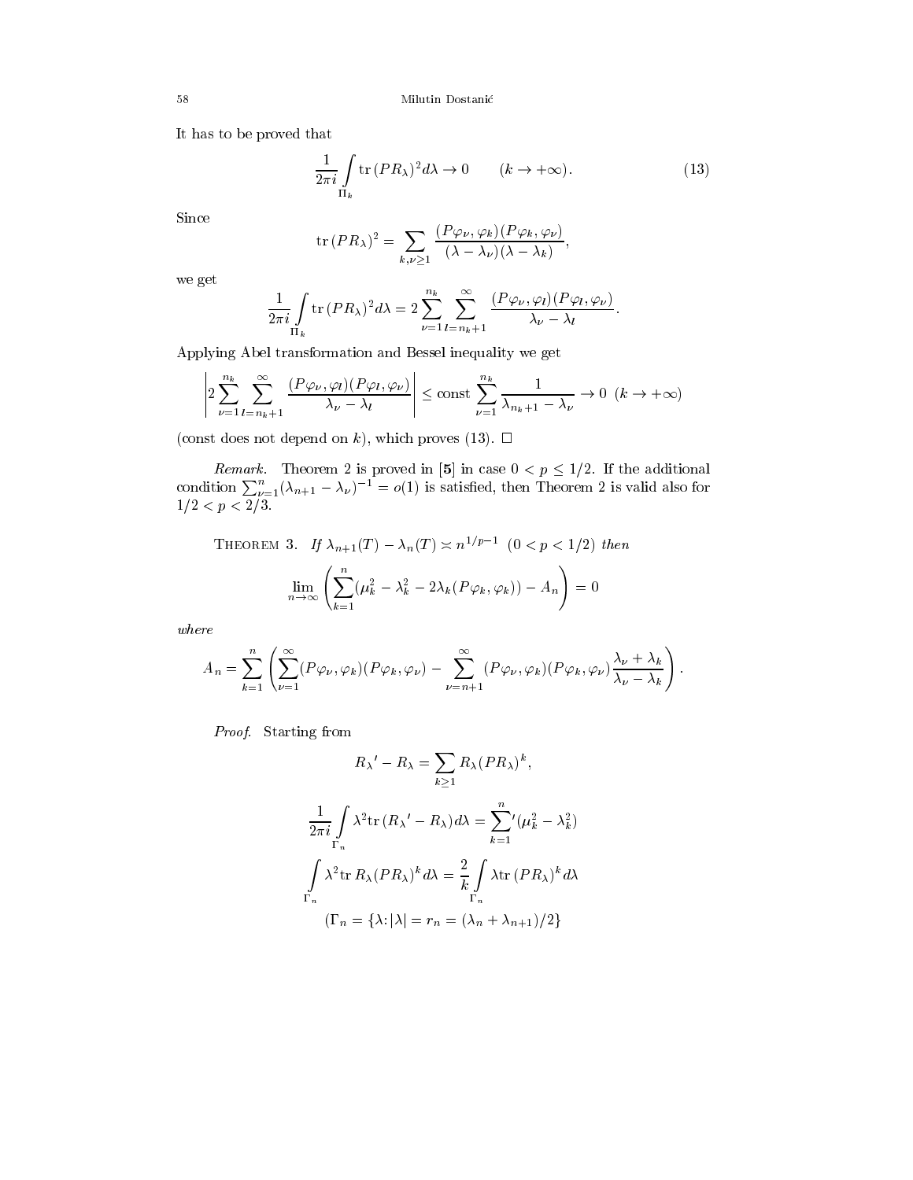It has to be proved that

$$\frac{1}{2\pi i}\int\limits_{\Pi_k} \operatorname{tr}(PR_\lambda)^2 d\lambda \to 0 \qquad (k\to+\infty). \tag{13}$$

Since

$$\operatorname{tr}(PR_\lambda)^2 = \sum_{k,\nu\geq 1} \frac{(P\varphi_\nu,\varphi_k)(P\varphi_k,\varphi_\nu)}{(\lambda-\lambda_\nu)(\lambda-\lambda_k)},$$

we get

$$\frac{1}{2\pi i}\int\limits_{\Pi_k} \operatorname{tr}(PR_\lambda)^2 d\lambda = 2\sum_{\nu=1}^{n_k}\sum_{l=n_k+1}^{\infty} \frac{(P\varphi_\nu,\varphi_l)(P\varphi_l,\varphi_\nu)}{\lambda_\nu-\lambda_l}.$$

Applying Abel transformation and Bessel inequality we get

$$\left| 2\sum_{\nu=1}^{n_k}\sum_{l=n_k+1}^{\infty} \frac{(P\varphi_\nu,\varphi_l)(P\varphi_l,\varphi_\nu)}{\lambda_\nu-\lambda_l}\right| \leq \text{const}\sum_{\nu=1}^{n_k}\frac{1}{\lambda_{n_k+1}-\lambda_\nu} \to 0 \;\; (k\to+\infty)$$

(const does not depend on $k$), which proves (13). □

*Remark.* Theorem 2 is proved in [**5**] in case $0<p\leq 1/2$. If the additional condition $\sum_{\nu=1}^{n}(\lambda_{n+1}-\lambda_\nu)^{-1}=o(1)$ is satisfied, then Theorem 2 is valid also for $1/2<p<2/3$.

THEOREM 3. *If $\lambda_{n+1}(T)-\lambda_n(T)\asymp n^{1/p-1}$ $(0<p<1/2)$ then*

$$\lim_{n\to\infty}\left(\sum_{k=1}^{n}(\mu_k^2-\lambda_k^2-2\lambda_k(P\varphi_k,\varphi_k))-A_n\right)=0$$

*where*

$$A_n=\sum_{k=1}^{n}\left(\sum_{\nu=1}^{\infty}(P\varphi_\nu,\varphi_k)(P\varphi_k,\varphi_\nu)-\sum_{\nu=n+1}^{\infty}(P\varphi_\nu,\varphi_k)(P\varphi_k,\varphi_\nu)\frac{\lambda_\nu+\lambda_k}{\lambda_\nu-\lambda_k}\right).$$

*Proof.* Starting from

$$R_\lambda{}'-R_\lambda=\sum_{k\geq 1}R_\lambda(PR_\lambda)^k,$$

$$\frac{1}{2\pi i}\int\limits_{\Gamma_n}\lambda^2\operatorname{tr}(R_\lambda{}'-R_\lambda)d\lambda={\sum_{k=1}^{n}}'(\mu_k^2-\lambda_k^2)$$

$$\int\limits_{\Gamma_n}\lambda^2\operatorname{tr}R_\lambda(PR_\lambda)^k d\lambda=\frac{2}{k}\int\limits_{\Gamma_n}\lambda\operatorname{tr}(PR_\lambda)^k d\lambda$$

$$(\Gamma_n=\{\lambda\colon|\lambda|=r_n=(\lambda_n+\lambda_{n+1})/2\}$$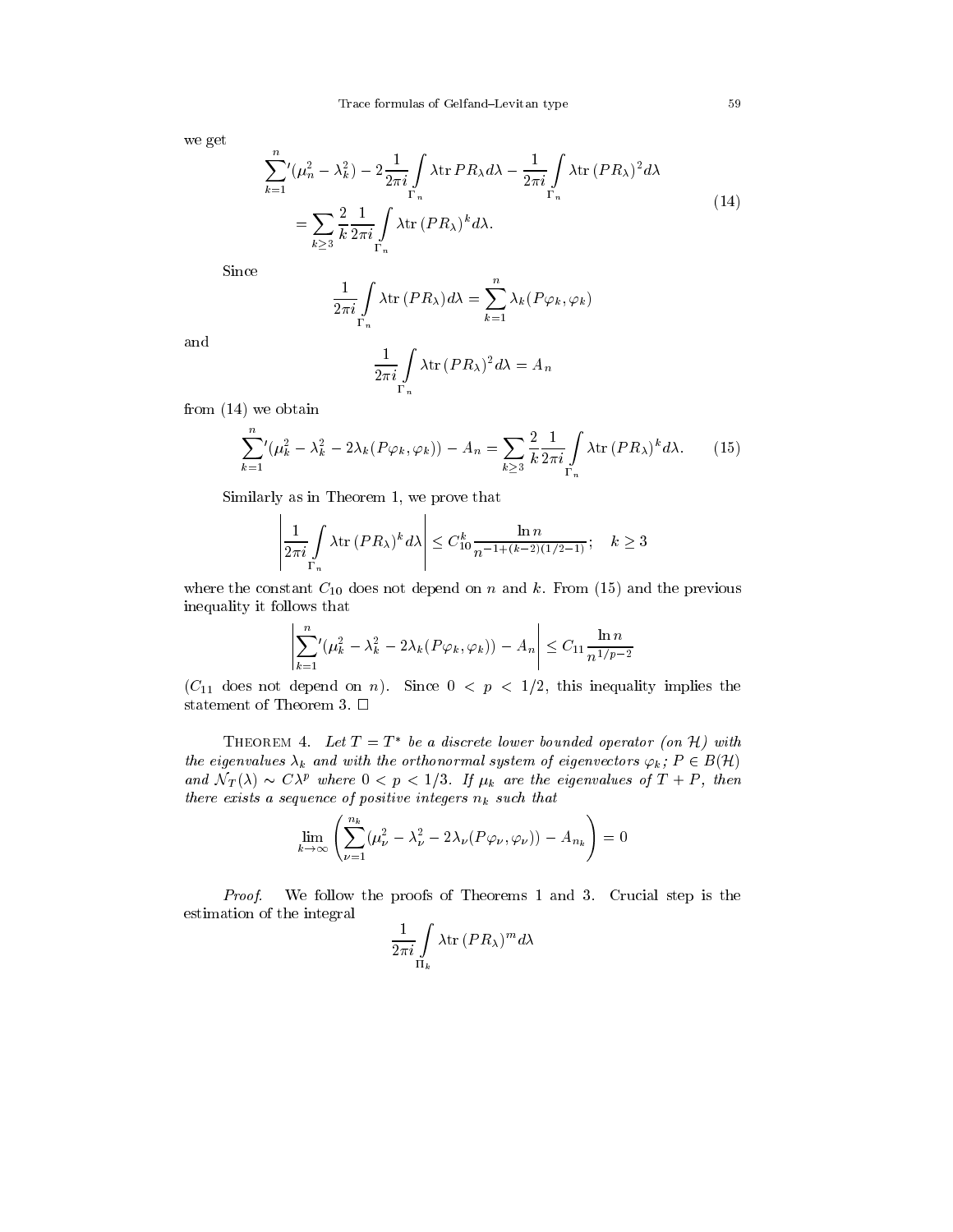we get

$$
\begin{aligned}
\sum_{k=1}^{n}{}'(\mu_n^2 - \lambda_k^2) - 2\frac{1}{2\pi i}\int\limits_{\Gamma_n} \lambda \operatorname{tr} PR_\lambda d\lambda - \frac{1}{2\pi i}\int\limits_{\Gamma_n} \lambda \operatorname{tr}(PR_\lambda)^2 d\lambda \\
= \sum_{k\geq 3} \frac{2}{k}\frac{1}{2\pi i}\int\limits_{\Gamma_n} \lambda \operatorname{tr}(PR_\lambda)^k d\lambda.
\end{aligned}
\tag{14}
$$

Since

$$
\frac{1}{2\pi i}\int\limits_{\Gamma_n} \lambda \operatorname{tr}(PR_\lambda) d\lambda = \sum_{k=1}^{n} \lambda_k (P\varphi_k, \varphi_k)
$$

and

$$
\frac{1}{2\pi i}\int\limits_{\Gamma_n} \lambda \operatorname{tr}(PR_\lambda)^2 d\lambda = A_n
$$

from (14) we obtain

$$
\sum_{k=1}^{n}{}'(\mu_k^2 - \lambda_k^2 - 2\lambda_k(P\varphi_k, \varphi_k)) - A_n = \sum_{k\geq 3} \frac{2}{k}\frac{1}{2\pi i}\int\limits_{\Gamma_n} \lambda \operatorname{tr}(PR_\lambda)^k d\lambda. \tag{15}
$$

Similarly as in Theorem 1, we prove that

$$
\left| \frac{1}{2\pi i}\int\limits_{\Gamma_n} \lambda \operatorname{tr}(PR_\lambda)^k d\lambda \right| \leq C_{10}^k \frac{\ln n}{n^{-1+(k-2)(1/2-1)}}; \quad k \geq 3
$$

where the constant $C_{10}$ does not depend on $n$ and $k$. From (15) and the previous inequality it follows that

$$
\left| \sum_{k=1}^{n}{}'(\mu_k^2 - \lambda_k^2 - 2\lambda_k(P\varphi_k, \varphi_k)) - A_n \right| \leq C_{11} \frac{\ln n}{n^{1/p-2}}
$$

($C_{11}$ does not depend on $n$). Since $0 < p < 1/2$, this inequality implies the statement of Theorem 3. □

Theorem 4. *Let $T = T^*$ be a discrete lower bounded operator (on $\mathcal{H}$) with the eigenvalues $\lambda_k$ and with the orthonormal system of eigenvectors $\varphi_k$; $P \in B(\mathcal{H})$ and $\mathcal{N}_T(\lambda) \sim C\lambda^p$ where $0 < p < 1/3$. If $\mu_k$ are the eigenvalues of $T + P$, then there exists a sequence of positive integers $n_k$ such that*

$$
\lim_{k\to\infty} \left( \sum_{\nu=1}^{n_k}(\mu_\nu^2 - \lambda_\nu^2 - 2\lambda_\nu(P\varphi_\nu, \varphi_\nu)) - A_{n_k} \right) = 0
$$

*Proof.* We follow the proofs of Theorems 1 and 3. Crucial step is the estimation of the integral

$$
\frac{1}{2\pi i}\int\limits_{\Pi_k} \lambda \operatorname{tr}(PR_\lambda)^m d\lambda
$$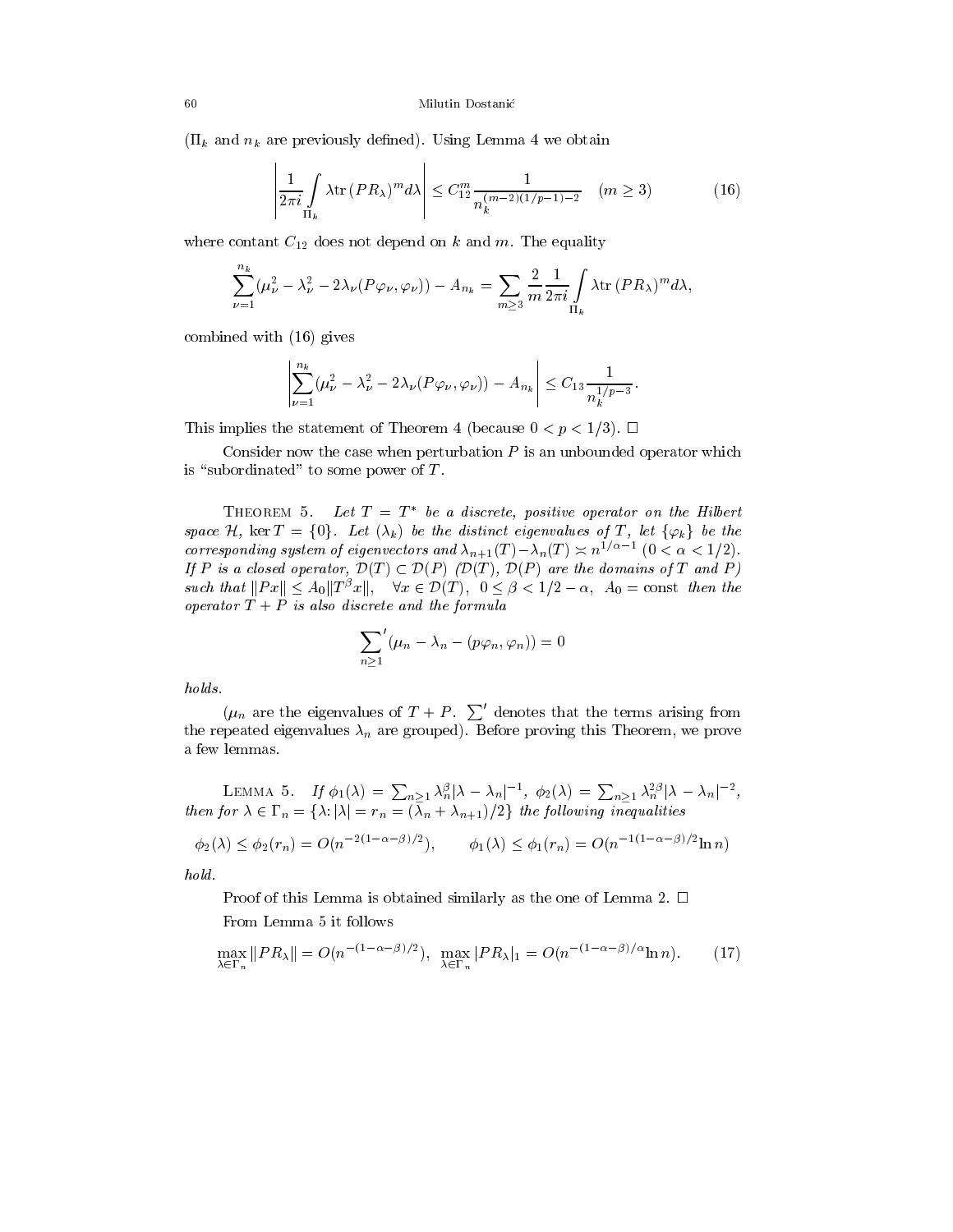($\Pi_k$ and $n_k$ are previously defined). Using Lemma 4 we obtain

$$\left|\frac{1}{2\pi i}\int\limits_{\Pi_k} \lambda \operatorname{tr}(PR_\lambda)^m d\lambda\right| \leq C_{12}^m \frac{1}{n_k^{(m-2)(1/p-1)-2}} \quad (m \geq 3) \tag{16}$$

where contant $C_{12}$ does not depend on $k$ and $m$. The equality

$$\sum_{\nu=1}^{n_k}(\mu_\nu^2 - \lambda_\nu^2 - 2\lambda_\nu(P\varphi_\nu, \varphi_\nu)) - A_{n_k} = \sum_{m\geq 3} \frac{2}{m}\frac{1}{2\pi i}\int\limits_{\Pi_k} \lambda \operatorname{tr}(PR_\lambda)^m d\lambda,$$

combined with (16) gives

$$\left|\sum_{\nu=1}^{n_k}(\mu_\nu^2 - \lambda_\nu^2 - 2\lambda_\nu(P\varphi_\nu, \varphi_\nu)) - A_{n_k}\right| \leq C_{13}\frac{1}{n_k^{1/p-3}}.$$

This implies the statement of Theorem 4 (because $0 < p < 1/3$). $\square$

Consider now the case when perturbation $P$ is an unbounded operator which is "subordinated" to some power of $T$.

Theorem 5. *Let $T = T^*$ be a discrete, positive operator on the Hilbert space $\mathcal{H}$, $\ker T = \{0\}$. Let $(\lambda_k)$ be the distinct eigenvalues of $T$, let $\{\varphi_k\}$ be the corresponding system of eigenvectors and $\lambda_{n+1}(T) - \lambda_n(T) \asymp n^{1/\alpha-1}$ $(0 < \alpha < 1/2)$. If $P$ is a closed operator, $\mathcal{D}(T) \subset \mathcal{D}(P)$ ($\mathcal{D}(T)$, $\mathcal{D}(P)$ are the domains of $T$ and $P$) such that $\|Px\| \leq A_0\|T^\beta x\|$, $\forall x \in \mathcal{D}(T)$, $0 \leq \beta < 1/2 - \alpha$, $A_0 = \text{const}$ then the operator $T + P$ is also discrete and the formula*

$$\sum_{n\geq 1}{}'(\mu_n - \lambda_n - (p\varphi_n, \varphi_n)) = 0$$

*holds.*

($\mu_n$ are the eigenvalues of $T + P$. $\sum'$ denotes that the terms arising from the repeated eigenvalues $\lambda_n$ are grouped). Before proving this Theorem, we prove a few lemmas.

Lemma 5. *If $\phi_1(\lambda) = \sum_{n\geq 1}\lambda_n^\beta|\lambda - \lambda_n|^{-1}$, $\phi_2(\lambda) = \sum_{n\geq 1}\lambda_n^{2\beta}|\lambda - \lambda_n|^{-2}$, then for $\lambda \in \Gamma_n = \{\lambda : |\lambda| = r_n = (\lambda_n + \lambda_{n+1})/2\}$ the following inequalities*

$$\phi_2(\lambda) \leq \phi_2(r_n) = O(n^{-2(1-\alpha-\beta)/2}), \qquad \phi_1(\lambda) \leq \phi_1(r_n) = O(n^{-1(1-\alpha-\beta)/2}\ln n)$$

*hold.*

Proof of this Lemma is obtained similarly as the one of Lemma 2. $\square$

From Lemma 5 it follows

$$\max_{\lambda\in\Gamma_n}\|PR_\lambda\| = O(n^{-(1-\alpha-\beta)/2}),\ \ \max_{\lambda\in\Gamma_n}|PR_\lambda|_1 = O(n^{-(1-\alpha-\beta)/\alpha}\ln n). \tag{17}$$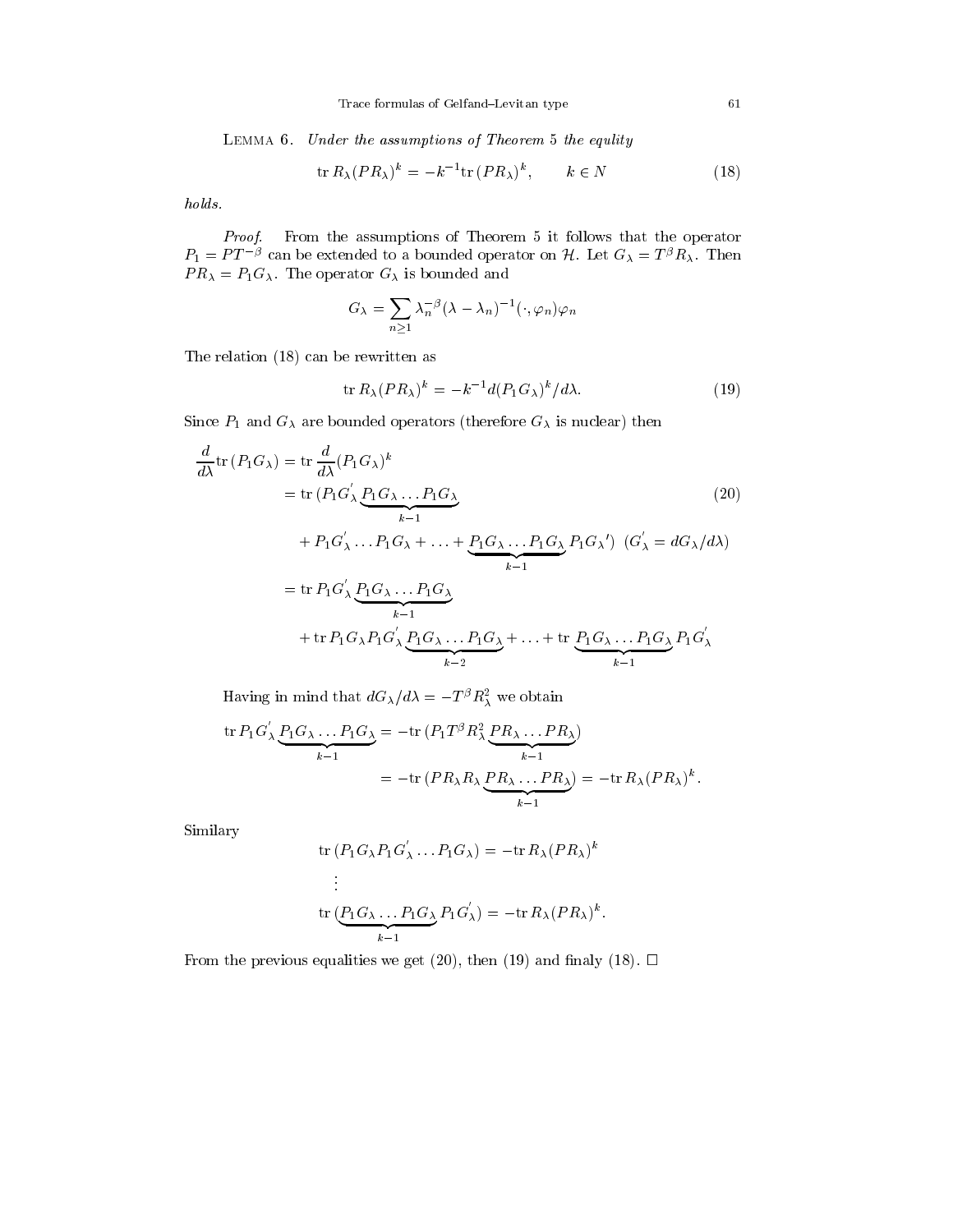Lemma 6. *Under the assumptions of Theorem 5 the equlity*

$$\operatorname{tr} R_\lambda (PR_\lambda)^k = -k^{-1} \operatorname{tr} (PR_\lambda)^k, \qquad k \in N \tag{18}$$

*holds.*

*Proof.* From the assumptions of Theorem 5 it follows that the operator $P_1 = PT^{-\beta}$ can be extended to a bounded operator on $\mathcal{H}$. Let $G_\lambda = T^\beta R_\lambda$. Then $PR_\lambda = P_1 G_\lambda$. The operator $G_\lambda$ is bounded and

$$G_\lambda = \sum_{n \geq 1} \lambda_n^{-\beta} (\lambda - \lambda_n)^{-1} (\cdot, \varphi_n) \varphi_n$$

The relation (18) can be rewritten as

$$\operatorname{tr} R_\lambda (PR_\lambda)^k = -k^{-1} d(P_1 G_\lambda)^k / d\lambda. \tag{19}$$

Since $P_1$ and $G_\lambda$ are bounded operators (therefore $G_\lambda$ is nuclear) then

$$\begin{aligned}
\frac{d}{d\lambda} \operatorname{tr} (P_1 G_\lambda) &= \operatorname{tr} \frac{d}{d\lambda} (P_1 G_\lambda)^k \\
&= \operatorname{tr} (P_1 G_\lambda^{'} \underbrace{P_1 G_\lambda \ldots P_1 G_\lambda}_{k-1} \\
&\quad + P_1 G_\lambda^{'} \ldots P_1 G_\lambda + \ldots + \underbrace{P_1 G_\lambda \ldots P_1 G_\lambda}_{k-1} P_1 G_\lambda{}') \ \ (G_\lambda^{'} = dG_\lambda / d\lambda) \\
&= \operatorname{tr} P_1 G_\lambda^{'} \underbrace{P_1 G_\lambda \ldots P_1 G_\lambda}_{k-1} \\
&\quad + \operatorname{tr} P_1 G_\lambda P_1 G_\lambda^{'} \underbrace{P_1 G_\lambda \ldots P_1 G_\lambda}_{k-2} + \ldots + \operatorname{tr} \underbrace{P_1 G_\lambda \ldots P_1 G_\lambda}_{k-1} P_1 G_\lambda^{'}
\end{aligned} \tag{20}$$

Having in mind that $dG_\lambda / d\lambda = -T^\beta R_\lambda^2$ we obtain

$$\begin{aligned}
\operatorname{tr} P_1 G_\lambda^{'} \underbrace{P_1 G_\lambda \ldots P_1 G_\lambda}_{k-1} &= -\operatorname{tr} (P_1 T^\beta R_\lambda^2 \underbrace{PR_\lambda \ldots PR_\lambda}_{k-1}) \\
&= -\operatorname{tr} (PR_\lambda R_\lambda \underbrace{PR_\lambda \ldots PR_\lambda}_{k-1}) = -\operatorname{tr} R_\lambda (PR_\lambda)^k.
\end{aligned}$$

Similary

$$\begin{aligned}
&\operatorname{tr} (P_1 G_\lambda P_1 G_\lambda^{'} \ldots P_1 G_\lambda) = -\operatorname{tr} R_\lambda (PR_\lambda)^k \\
&\quad \vdots \\
&\operatorname{tr} (\underbrace{P_1 G_\lambda \ldots P_1 G_\lambda}_{k-1} P_1 G_\lambda^{'}) = -\operatorname{tr} R_\lambda (PR_\lambda)^k.
\end{aligned}$$

From the previous equalities we get (20), then (19) and finaly (18). $\square$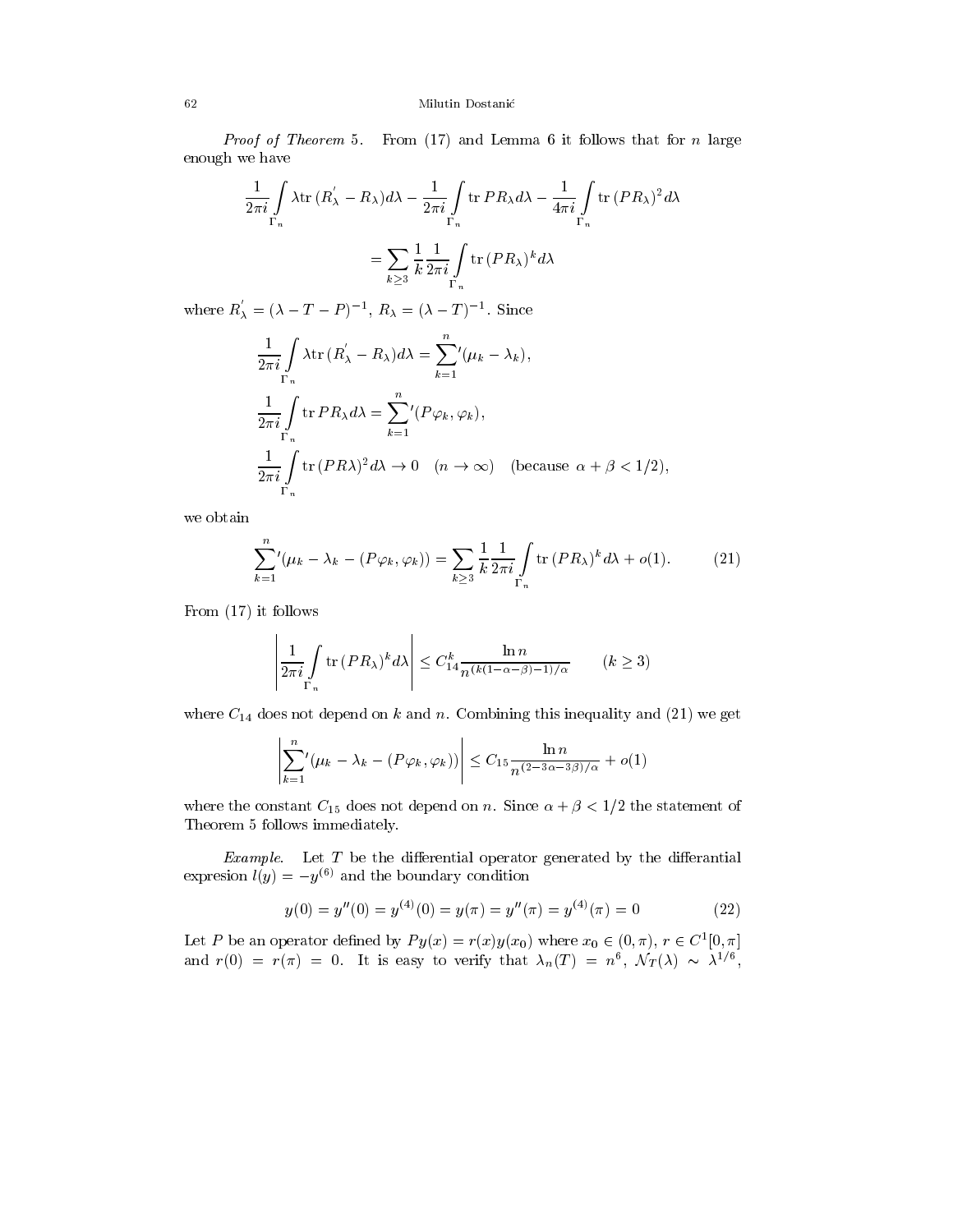*Proof of Theorem* 5. From (17) and Lemma 6 it follows that for $n$ large enough we have

$$\frac{1}{2\pi i}\int\limits_{\Gamma_n} \lambda \operatorname{tr}(R_\lambda^{'} - R_\lambda)d\lambda - \frac{1}{2\pi i}\int\limits_{\Gamma_n} \operatorname{tr} PR_\lambda d\lambda - \frac{1}{4\pi i}\int\limits_{\Gamma_n} \operatorname{tr}(PR_\lambda)^2 d\lambda$$

$$= \sum_{k\geq 3} \frac{1}{k}\frac{1}{2\pi i}\int\limits_{\Gamma_n} \operatorname{tr}(PR_\lambda)^k d\lambda$$

where $R_\lambda^{'} = (\lambda - T - P)^{-1}$, $R_\lambda = (\lambda - T)^{-1}$. Since

$$\frac{1}{2\pi i}\int\limits_{\Gamma_n} \lambda \operatorname{tr}(R_\lambda^{'} - R_\lambda)d\lambda = {\sum_{k=1}^{n}}{}'(\mu_k - \lambda_k),$$

$$\frac{1}{2\pi i}\int\limits_{\Gamma_n} \operatorname{tr} PR_\lambda d\lambda = {\sum_{k=1}^{n}}{}'(P\varphi_k, \varphi_k),$$

$$\frac{1}{2\pi i}\int\limits_{\Gamma_n} \operatorname{tr}(PR\lambda)^2 d\lambda \to 0 \quad (n\to\infty) \quad (\text{because } \alpha+\beta<1/2),$$

we obtain

$${\sum_{k=1}^{n}}{}'(\mu_k - \lambda_k - (P\varphi_k,\varphi_k)) = \sum_{k\geq 3}\frac{1}{k}\frac{1}{2\pi i}\int\limits_{\Gamma_n} \operatorname{tr}(PR_\lambda)^k d\lambda + o(1). \tag{21}$$

From (17) it follows

$$\left|\frac{1}{2\pi i}\int\limits_{\Gamma_n} \operatorname{tr}(PR_\lambda)^k d\lambda\right| \leq C_{14}^k \frac{\ln n}{n^{(k(1-\alpha-\beta)-1)/\alpha}} \qquad (k\geq 3)$$

where $C_{14}$ does not depend on $k$ and $n$. Combining this inequality and (21) we get

$$\left|{\sum_{k=1}^{n}}{}'(\mu_k - \lambda_k - (P\varphi_k,\varphi_k))\right| \leq C_{15}\frac{\ln n}{n^{(2-3\alpha-3\beta)/\alpha}} + o(1)$$

where the constant $C_{15}$ does not depend on $n$. Since $\alpha+\beta<1/2$ the statement of Theorem 5 follows immediately.

*Example.* Let $T$ be the differential operator generated by the differantial expresion $l(y) = -y^{(6)}$ and the boundary condition

$$y(0) = y''(0) = y^{(4)}(0) = y(\pi) = y''(\pi) = y^{(4)}(\pi) = 0 \tag{22}$$

Let $P$ be an operator defined by $Py(x) = r(x)y(x_0)$ where $x_0 \in (0,\pi)$, $r \in C^1[0,\pi]$ and $r(0) = r(\pi) = 0$. It is easy to verify that $\lambda_n(T) = n^6$, $\mathcal{N}_T(\lambda) \sim \lambda^{1/6}$,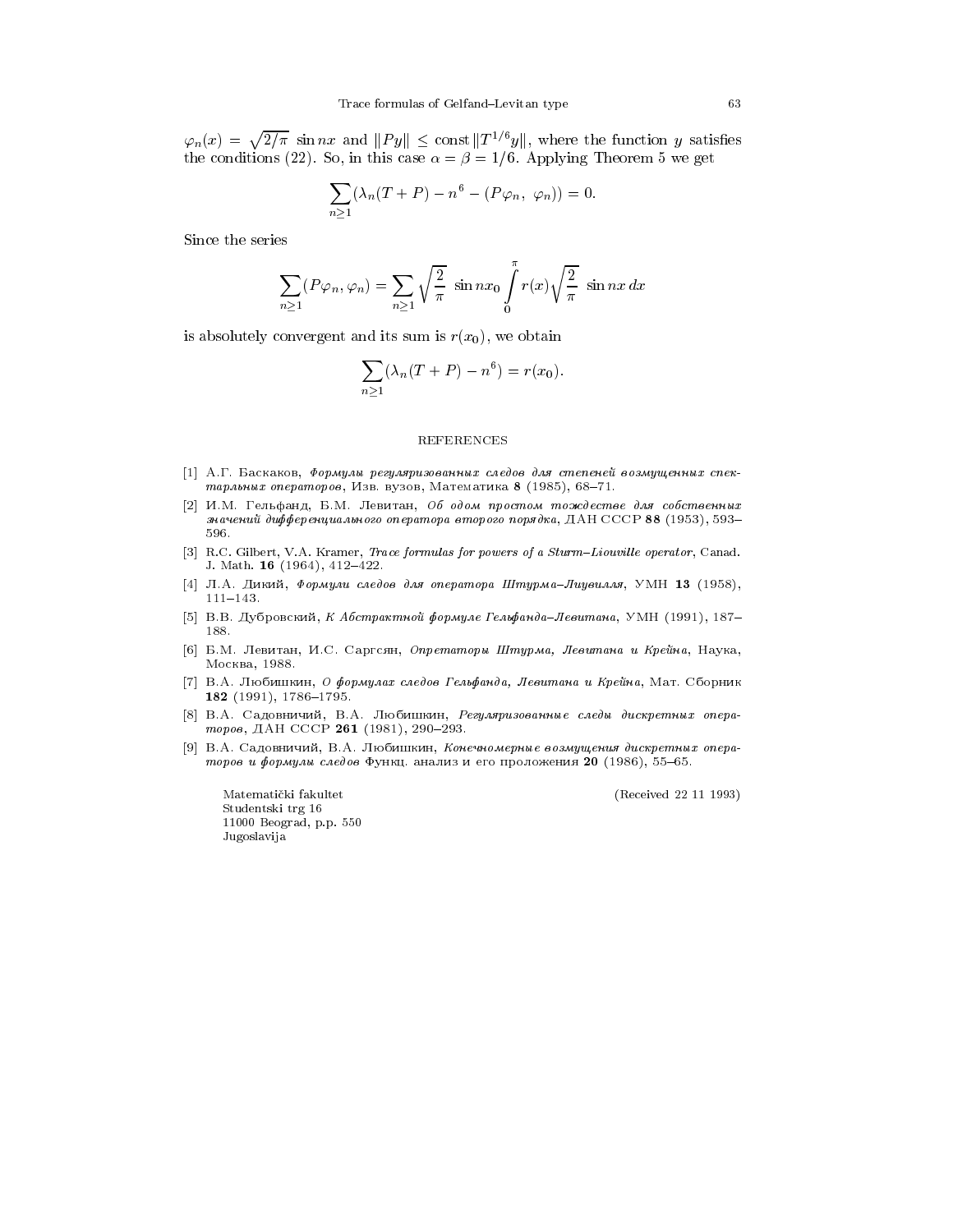$\varphi_n(x) = \sqrt{2/\pi}\ \sin nx$ and $\|Py\| \le \text{const}\,\|T^{1/6}y\|$, where the function $y$ satisfies the conditions (22). So, in this case $\alpha = \beta = 1/6$. Applying Theorem 5 we get

$$\sum_{n\ge 1}(\lambda_n(T+P) - n^6 - (P\varphi_n,\ \varphi_n)) = 0.$$

Since the series

$$\sum_{n\ge 1}(P\varphi_n, \varphi_n) = \sum_{n\ge 1}\sqrt{\frac{2}{\pi}}\ \sin nx_0 \int\limits_0^\pi r(x)\sqrt{\frac{2}{\pi}}\ \sin nx\,dx$$

is absolutely convergent and its sum is $r(x_0)$, we obtain

$$\sum_{n\ge 1}(\lambda_n(T+P) - n^6) = r(x_0).$$

## REFERENCES

[1] А.Г. Баскаков, *Формулы регуляризованных следов для степеней возмущенных спектарльных операторов*, Изв. вузов, Математика **8** (1985), 68–71.

[2] И.М. Гельфанд, Б.М. Левитан, *Об одом простом тождестве для собственных значений дифференциального оператора второго порядка*, ДАН СССР **88** (1953), 593–596.

[3] R.C. Gilbert, V.A. Kramer, *Trace formulas for powers of a Sturm–Liouville operator*, Canad. J. Math. **16** (1964), 412–422.

[4] Л.А. Дикий, *Формули следов для оператора Штурма–Лиувилля*, УМН **13** (1958), 111–143.

[5] В.В. Дубровский, *К Абстрактной формуле Гельфанда–Левитана*, УМН (1991), 187–188.

[6] Б.М. Левитан, И.С. Саргсян, *Опретаторы Штурма, Левитана и Крейна*, Наука, Москва, 1988.

[7] В.А. Любишкин, *О формулах следов Гельфанда, Левитана и Крейна*, Мат. Сборник **182** (1991), 1786–1795.

[8] В.А. Садовничий, В.А. Любишкин, *Регуляризованные следы дискретных операторов*, ДАН СССР **261** (1981), 290–293.

[9] В.А. Садовничий, В.А. Любишкин, *Конечномерные возмущения дискретных операторов и формулы следов* Функц. анализ и его проложения **20** (1986), 55–65.

Matematički fakultet
Studentski trg 16
11000 Beograd, p.p. 550
Jugoslavija

(Received 22 11 1993)